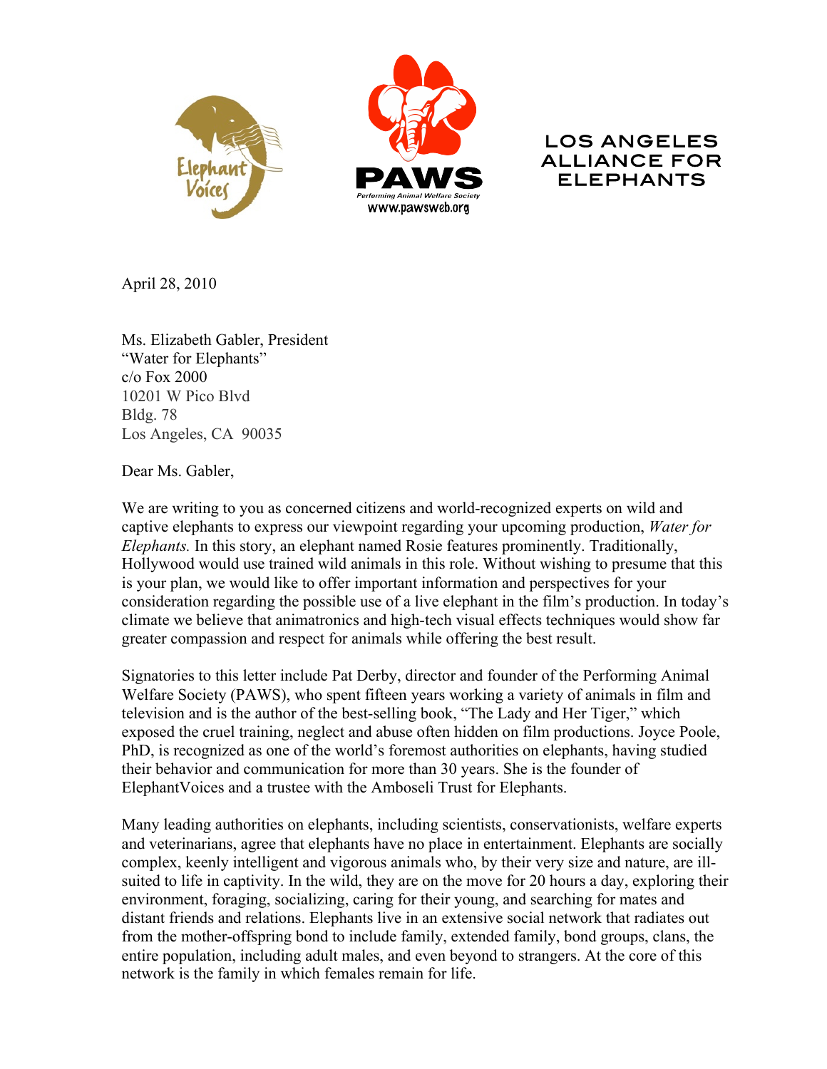Elephant Voices

PAWS
Performing Animal Welfare Society
www.pawsweb.org

LOS ANGELES ALLIANCE FOR ELEPHANTS

April 28, 2010

Ms. Elizabeth Gabler, President
"Water for Elephants"
c/o Fox 2000
10201 W Pico Blvd
Bldg. 78
Los Angeles, CA 90035

Dear Ms. Gabler,

We are writing to you as concerned citizens and world-recognized experts on wild and captive elephants to express our viewpoint regarding your upcoming production, *Water for Elephants.* In this story, an elephant named Rosie features prominently. Traditionally, Hollywood would use trained wild animals in this role. Without wishing to presume that this is your plan, we would like to offer important information and perspectives for your consideration regarding the possible use of a live elephant in the film's production. In today's climate we believe that animatronics and high-tech visual effects techniques would show far greater compassion and respect for animals while offering the best result.

Signatories to this letter include Pat Derby, director and founder of the Performing Animal Welfare Society (PAWS), who spent fifteen years working a variety of animals in film and television and is the author of the best-selling book, "The Lady and Her Tiger," which exposed the cruel training, neglect and abuse often hidden on film productions. Joyce Poole, PhD, is recognized as one of the world's foremost authorities on elephants, having studied their behavior and communication for more than 30 years. She is the founder of ElephantVoices and a trustee with the Amboseli Trust for Elephants.

Many leading authorities on elephants, including scientists, conservationists, welfare experts and veterinarians, agree that elephants have no place in entertainment. Elephants are socially complex, keenly intelligent and vigorous animals who, by their very size and nature, are ill-suited to life in captivity. In the wild, they are on the move for 20 hours a day, exploring their environment, foraging, socializing, caring for their young, and searching for mates and distant friends and relations. Elephants live in an extensive social network that radiates out from the mother-offspring bond to include family, extended family, bond groups, clans, the entire population, including adult males, and even beyond to strangers. At the core of this network is the family in which females remain for life.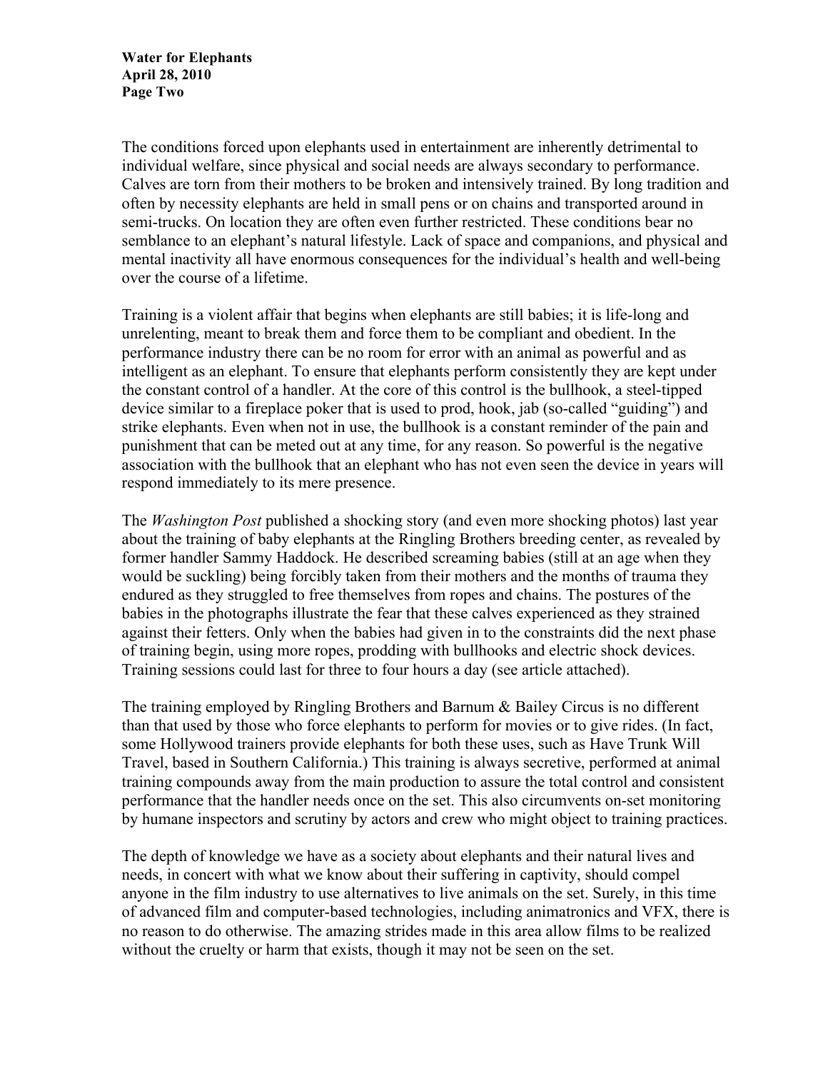The conditions forced upon elephants used in entertainment are inherently detrimental to individual welfare, since physical and social needs are always secondary to performance. Calves are torn from their mothers to be broken and intensively trained. By long tradition and often by necessity elephants are held in small pens or on chains and transported around in semi-trucks. On location they are often even further restricted. These conditions bear no semblance to an elephant's natural lifestyle. Lack of space and companions, and physical and mental inactivity all have enormous consequences for the individual's health and well-being over the course of a lifetime.

Training is a violent affair that begins when elephants are still babies; it is life-long and unrelenting, meant to break them and force them to be compliant and obedient. In the performance industry there can be no room for error with an animal as powerful and as intelligent as an elephant. To ensure that elephants perform consistently they are kept under the constant control of a handler. At the core of this control is the bullhook, a steel-tipped device similar to a fireplace poker that is used to prod, hook, jab (so-called "guiding") and strike elephants. Even when not in use, the bullhook is a constant reminder of the pain and punishment that can be meted out at any time, for any reason. So powerful is the negative association with the bullhook that an elephant who has not even seen the device in years will respond immediately to its mere presence.

The *Washington Post* published a shocking story (and even more shocking photos) last year about the training of baby elephants at the Ringling Brothers breeding center, as revealed by former handler Sammy Haddock. He described screaming babies (still at an age when they would be suckling) being forcibly taken from their mothers and the months of trauma they endured as they struggled to free themselves from ropes and chains. The postures of the babies in the photographs illustrate the fear that these calves experienced as they strained against their fetters. Only when the babies had given in to the constraints did the next phase of training begin, using more ropes, prodding with bullhooks and electric shock devices. Training sessions could last for three to four hours a day (see article attached).

The training employed by Ringling Brothers and Barnum & Bailey Circus is no different than that used by those who force elephants to perform for movies or to give rides. (In fact, some Hollywood trainers provide elephants for both these uses, such as Have Trunk Will Travel, based in Southern California.) This training is always secretive, performed at animal training compounds away from the main production to assure the total control and consistent performance that the handler needs once on the set. This also circumvents on-set monitoring by humane inspectors and scrutiny by actors and crew who might object to training practices.

The depth of knowledge we have as a society about elephants and their natural lives and needs, in concert with what we know about their suffering in captivity, should compel anyone in the film industry to use alternatives to live animals on the set. Surely, in this time of advanced film and computer-based technologies, including animatronics and VFX, there is no reason to do otherwise. The amazing strides made in this area allow films to be realized without the cruelty or harm that exists, though it may not be seen on the set.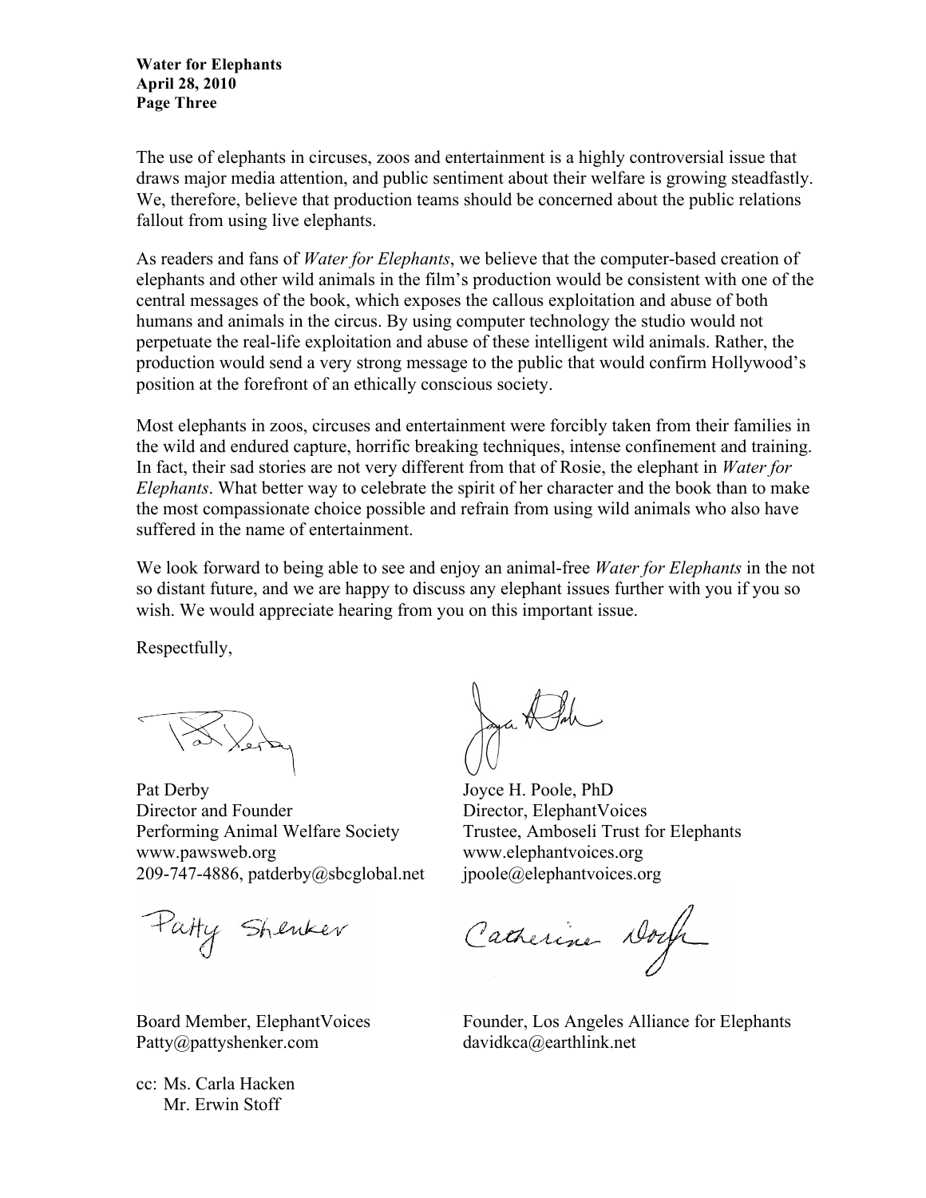The use of elephants in circuses, zoos and entertainment is a highly controversial issue that draws major media attention, and public sentiment about their welfare is growing steadfastly. We, therefore, believe that production teams should be concerned about the public relations fallout from using live elephants.

As readers and fans of *Water for Elephants*, we believe that the computer-based creation of elephants and other wild animals in the film's production would be consistent with one of the central messages of the book, which exposes the callous exploitation and abuse of both humans and animals in the circus. By using computer technology the studio would not perpetuate the real-life exploitation and abuse of these intelligent wild animals. Rather, the production would send a very strong message to the public that would confirm Hollywood's position at the forefront of an ethically conscious society.

Most elephants in zoos, circuses and entertainment were forcibly taken from their families in the wild and endured capture, horrific breaking techniques, intense confinement and training. In fact, their sad stories are not very different from that of Rosie, the elephant in *Water for Elephants*. What better way to celebrate the spirit of her character and the book than to make the most compassionate choice possible and refrain from using wild animals who also have suffered in the name of entertainment.

We look forward to being able to see and enjoy an animal-free *Water for Elephants* in the not so distant future, and we are happy to discuss any elephant issues further with you if you so wish. We would appreciate hearing from you on this important issue.

Respectfully,

Pat Derby
Director and Founder
Performing Animal Welfare Society
www.pawsweb.org
209-747-4886, patderby@sbcglobal.net

Joyce H. Poole, PhD
Director, ElephantVoices
Trustee, Amboseli Trust for Elephants
www.elephantvoices.org
jpoole@elephantvoices.org

Patty Shenker
Board Member, ElephantVoices
Patty@pattyshenker.com

Catherine Doyle
Founder, Los Angeles Alliance for Elephants
davidkca@earthlink.net

cc: Ms. Carla Hacken
Mr. Erwin Stoff